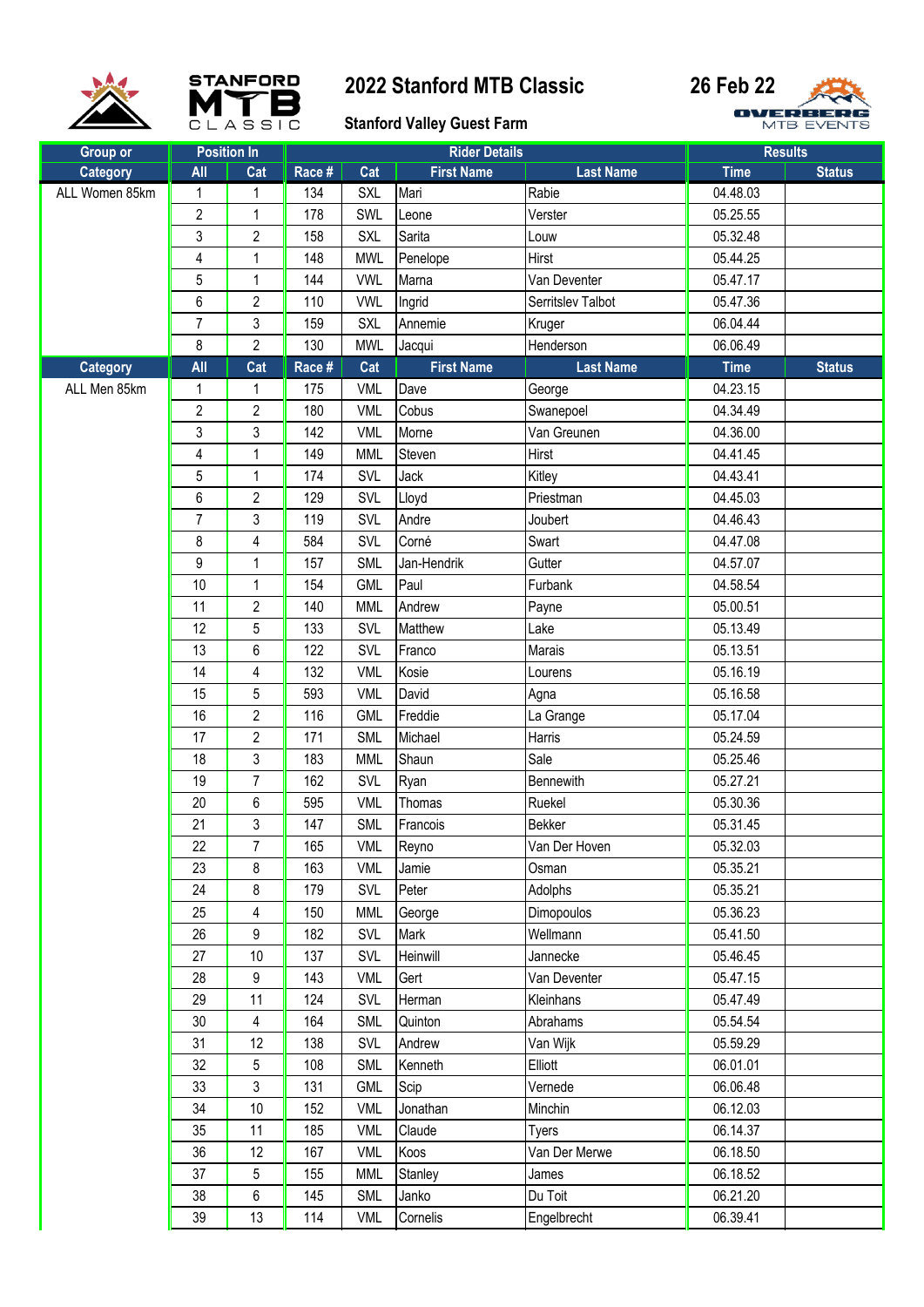# 2022 Stanford MTB Classic

**26 Feb 22**

**Stanford Valley Guest Farm**

| Group or Category | Position In All | Position In Cat | Race # | Cat | First Name | Last Name | Time | Status |
|---|---|---|---|---|---|---|---|---|
| ALL Women 85km | 1 | 1 | 134 | SXL | Mari | Rabie | 04.48.03 | |
| | 2 | 1 | 178 | SWL | Leone | Verster | 05.25.55 | |
| | 3 | 2 | 158 | SXL | Sarita | Louw | 05.32.48 | |
| | 4 | 1 | 148 | MWL | Penelope | Hirst | 05.44.25 | |
| | 5 | 1 | 144 | VWL | Marna | Van Deventer | 05.47.17 | |
| | 6 | 2 | 110 | VWL | Ingrid | Serritslev Talbot | 05.47.36 | |
| | 7 | 3 | 159 | SXL | Annemie | Kruger | 06.04.44 | |
| | 8 | 2 | 130 | MWL | Jacqui | Henderson | 06.06.49 | |

| Category | All | Cat | Race # | Cat | First Name | Last Name | Time | Status |
|---|---|---|---|---|---|---|---|---|
| ALL Men 85km | 1 | 1 | 175 | VML | Dave | George | 04.23.15 | |
| | 2 | 2 | 180 | VML | Cobus | Swanepoel | 04.34.49 | |
| | 3 | 3 | 142 | VML | Morne | Van Greunen | 04.36.00 | |
| | 4 | 1 | 149 | MML | Steven | Hirst | 04.41.45 | |
| | 5 | 1 | 174 | SVL | Jack | Kitley | 04.43.41 | |
| | 6 | 2 | 129 | SVL | Lloyd | Priestman | 04.45.03 | |
| | 7 | 3 | 119 | SVL | Andre | Joubert | 04.46.43 | |
| | 8 | 4 | 584 | SVL | Corné | Swart | 04.47.08 | |
| | 9 | 1 | 157 | SML | Jan-Hendrik | Gutter | 04.57.07 | |
| | 10 | 1 | 154 | GML | Paul | Furbank | 04.58.54 | |
| | 11 | 2 | 140 | MML | Andrew | Payne | 05.00.51 | |
| | 12 | 5 | 133 | SVL | Matthew | Lake | 05.13.49 | |
| | 13 | 6 | 122 | SVL | Franco | Marais | 05.13.51 | |
| | 14 | 4 | 132 | VML | Kosie | Lourens | 05.16.19 | |
| | 15 | 5 | 593 | VML | David | Agna | 05.16.58 | |
| | 16 | 2 | 116 | GML | Freddie | La Grange | 05.17.04 | |
| | 17 | 2 | 171 | SML | Michael | Harris | 05.24.59 | |
| | 18 | 3 | 183 | MML | Shaun | Sale | 05.25.46 | |
| | 19 | 7 | 162 | SVL | Ryan | Bennewith | 05.27.21 | |
| | 20 | 6 | 595 | VML | Thomas | Ruekel | 05.30.36 | |
| | 21 | 3 | 147 | SML | Francois | Bekker | 05.31.45 | |
| | 22 | 7 | 165 | VML | Reyno | Van Der Hoven | 05.32.03 | |
| | 23 | 8 | 163 | VML | Jamie | Osman | 05.35.21 | |
| | 24 | 8 | 179 | SVL | Peter | Adolphs | 05.35.21 | |
| | 25 | 4 | 150 | MML | George | Dimopoulos | 05.36.23 | |
| | 26 | 9 | 182 | SVL | Mark | Wellmann | 05.41.50 | |
| | 27 | 10 | 137 | SVL | Heinwill | Jannecke | 05.46.45 | |
| | 28 | 9 | 143 | VML | Gert | Van Deventer | 05.47.15 | |
| | 29 | 11 | 124 | SVL | Herman | Kleinhans | 05.47.49 | |
| | 30 | 4 | 164 | SML | Quinton | Abrahams | 05.54.54 | |
| | 31 | 12 | 138 | SVL | Andrew | Van Wijk | 05.59.29 | |
| | 32 | 5 | 108 | SML | Kenneth | Elliott | 06.01.01 | |
| | 33 | 3 | 131 | GML | Scip | Vernede | 06.06.48 | |
| | 34 | 10 | 152 | VML | Jonathan | Minchin | 06.12.03 | |
| | 35 | 11 | 185 | VML | Claude | Tyers | 06.14.37 | |
| | 36 | 12 | 167 | VML | Koos | Van Der Merwe | 06.18.50 | |
| | 37 | 5 | 155 | MML | Stanley | James | 06.18.52 | |
| | 38 | 6 | 145 | SML | Janko | Du Toit | 06.21.20 | |
| | 39 | 13 | 114 | VML | Cornelis | Engelbrecht | 06.39.41 | |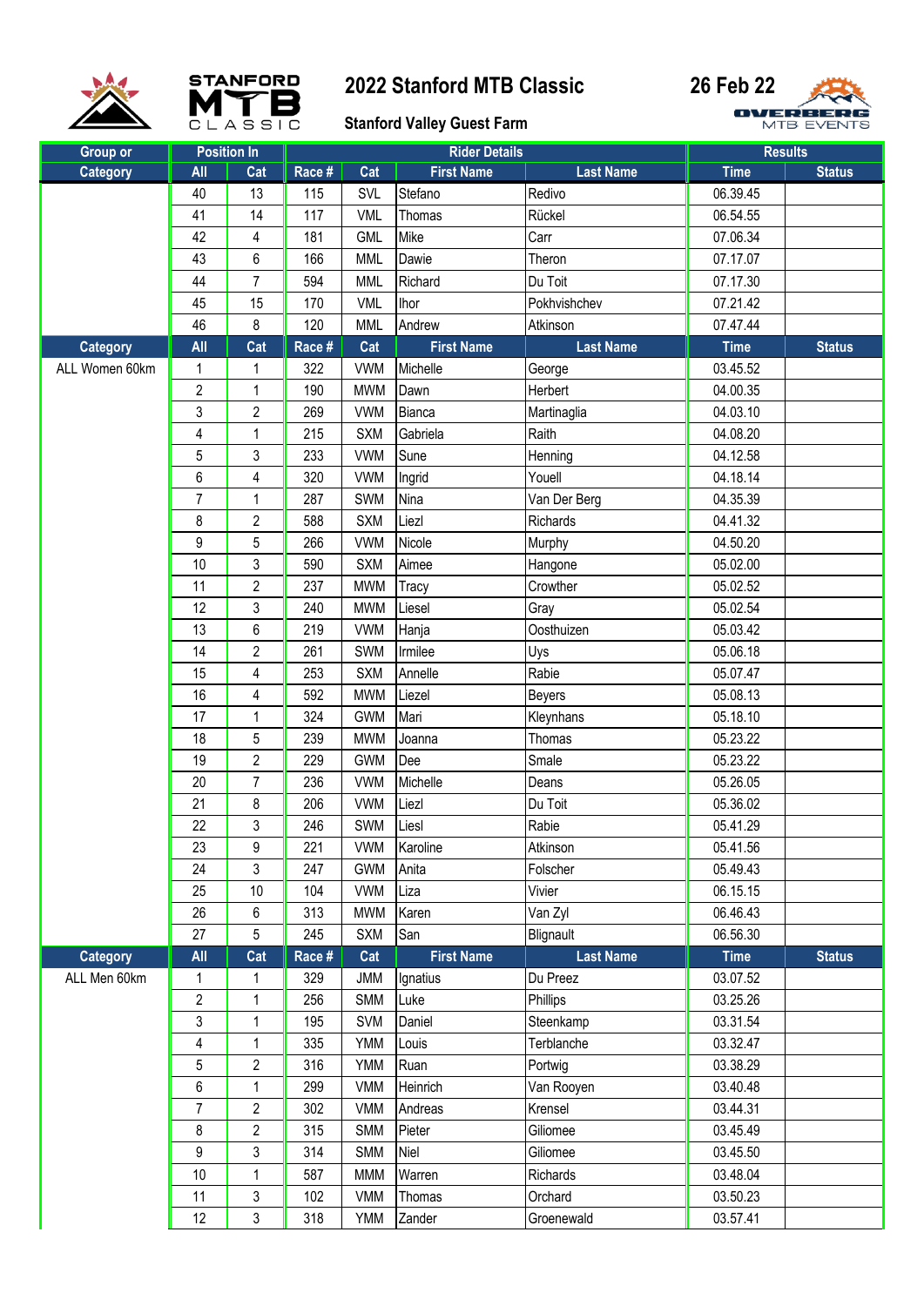# 2022 Stanford MTB Classic

**26 Feb 22**

**Stanford Valley Guest Farm**

| Group or | Position In | | Rider Details | | | | Results | |
|---|---|---|---|---|---|---|---|---|
| Category | All | Cat | Race # | Cat | First Name | Last Name | Time | Status |
| | 40 | 13 | 115 | SVL | Stefano | Redivo | 06.39.45 | |
| | 41 | 14 | 117 | VML | Thomas | Rückel | 06.54.55 | |
| | 42 | 4 | 181 | GML | Mike | Carr | 07.06.34 | |
| | 43 | 6 | 166 | MML | Dawie | Theron | 07.17.07 | |
| | 44 | 7 | 594 | MML | Richard | Du Toit | 07.17.30 | |
| | 45 | 15 | 170 | VML | Ihor | Pokhvishchev | 07.21.42 | |
| | 46 | 8 | 120 | MML | Andrew | Atkinson | 07.47.44 | |
| **Category** | **All** | **Cat** | **Race #** | **Cat** | **First Name** | **Last Name** | **Time** | **Status** |
| ALL Women 60km | 1 | 1 | 322 | VWM | Michelle | George | 03.45.52 | |
| | 2 | 1 | 190 | MWM | Dawn | Herbert | 04.00.35 | |
| | 3 | 2 | 269 | VWM | Bianca | Martinaglia | 04.03.10 | |
| | 4 | 1 | 215 | SXM | Gabriela | Raith | 04.08.20 | |
| | 5 | 3 | 233 | VWM | Sune | Henning | 04.12.58 | |
| | 6 | 4 | 320 | VWM | Ingrid | Youell | 04.18.14 | |
| | 7 | 1 | 287 | SWM | Nina | Van Der Berg | 04.35.39 | |
| | 8 | 2 | 588 | SXM | Liezl | Richards | 04.41.32 | |
| | 9 | 5 | 266 | VWM | Nicole | Murphy | 04.50.20 | |
| | 10 | 3 | 590 | SXM | Aimee | Hangone | 05.02.00 | |
| | 11 | 2 | 237 | MWM | Tracy | Crowther | 05.02.52 | |
| | 12 | 3 | 240 | MWM | Liesel | Gray | 05.02.54 | |
| | 13 | 6 | 219 | VWM | Hanja | Oosthuizen | 05.03.42 | |
| | 14 | 2 | 261 | SWM | Irmilee | Uys | 05.06.18 | |
| | 15 | 4 | 253 | SXM | Annelle | Rabie | 05.07.47 | |
| | 16 | 4 | 592 | MWM | Liezel | Beyers | 05.08.13 | |
| | 17 | 1 | 324 | GWM | Mari | Kleynhans | 05.18.10 | |
| | 18 | 5 | 239 | MWM | Joanna | Thomas | 05.23.22 | |
| | 19 | 2 | 229 | GWM | Dee | Smale | 05.23.22 | |
| | 20 | 7 | 236 | VWM | Michelle | Deans | 05.26.05 | |
| | 21 | 8 | 206 | VWM | Liezl | Du Toit | 05.36.02 | |
| | 22 | 3 | 246 | SWM | Liesl | Rabie | 05.41.29 | |
| | 23 | 9 | 221 | VWM | Karoline | Atkinson | 05.41.56 | |
| | 24 | 3 | 247 | GWM | Anita | Folscher | 05.49.43 | |
| | 25 | 10 | 104 | VWM | Liza | Vivier | 06.15.15 | |
| | 26 | 6 | 313 | MWM | Karen | Van Zyl | 06.46.43 | |
| | 27 | 5 | 245 | SXM | San | Blignault | 06.56.30 | |
| **Category** | **All** | **Cat** | **Race #** | **Cat** | **First Name** | **Last Name** | **Time** | **Status** |
| ALL Men 60km | 1 | 1 | 329 | JMM | Ignatius | Du Preez | 03.07.52 | |
| | 2 | 1 | 256 | SMM | Luke | Phillips | 03.25.26 | |
| | 3 | 1 | 195 | SVM | Daniel | Steenkamp | 03.31.54 | |
| | 4 | 1 | 335 | YMM | Louis | Terblanche | 03.32.47 | |
| | 5 | 2 | 316 | YMM | Ruan | Portwig | 03.38.29 | |
| | 6 | 1 | 299 | VMM | Heinrich | Van Rooyen | 03.40.48 | |
| | 7 | 2 | 302 | VMM | Andreas | Krensel | 03.44.31 | |
| | 8 | 2 | 315 | SMM | Pieter | Giliomee | 03.45.49 | |
| | 9 | 3 | 314 | SMM | Niel | Giliomee | 03.45.50 | |
| | 10 | 1 | 587 | MMM | Warren | Richards | 03.48.04 | |
| | 11 | 3 | 102 | VMM | Thomas | Orchard | 03.50.23 | |
| | 12 | 3 | 318 | YMM | Zander | Groenewald | 03.57.41 | |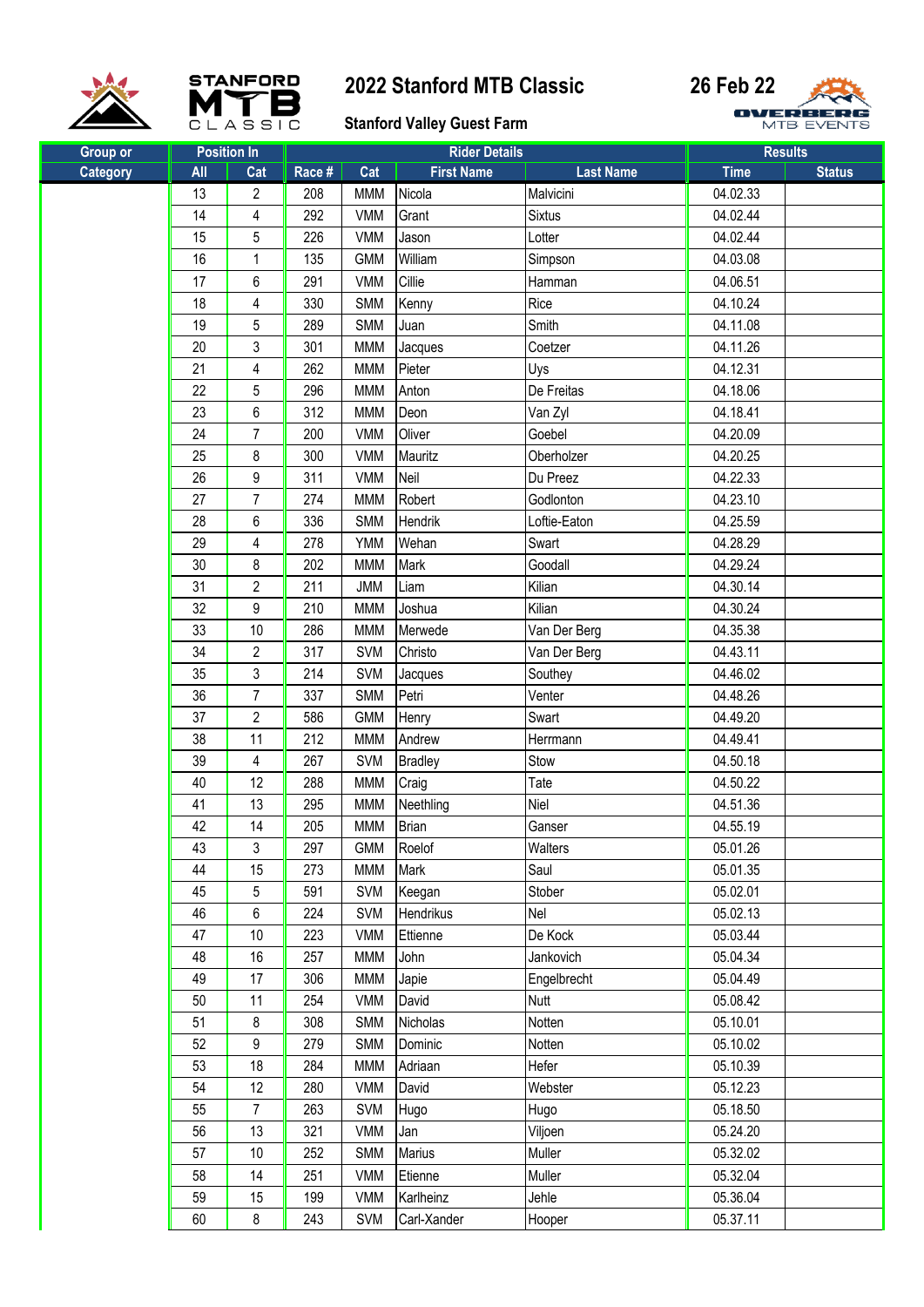# 2022 Stanford MTB Classic

**26 Feb 22**

**Stanford Valley Guest Farm**

| Group or | Position In | | Rider Details | | | | Results | |
|---|---|---|---|---|---|---|---|---|
| Category | All | Cat | Race # | Cat | First Name | Last Name | Time | Status |
| | 13 | 2 | 208 | MMM | Nicola | Malvicini | 04.02.33 | |
| | 14 | 4 | 292 | VMM | Grant | Sixtus | 04.02.44 | |
| | 15 | 5 | 226 | VMM | Jason | Lotter | 04.02.44 | |
| | 16 | 1 | 135 | GMM | William | Simpson | 04.03.08 | |
| | 17 | 6 | 291 | VMM | Cillie | Hamman | 04.06.51 | |
| | 18 | 4 | 330 | SMM | Kenny | Rice | 04.10.24 | |
| | 19 | 5 | 289 | SMM | Juan | Smith | 04.11.08 | |
| | 20 | 3 | 301 | MMM | Jacques | Coetzer | 04.11.26 | |
| | 21 | 4 | 262 | MMM | Pieter | Uys | 04.12.31 | |
| | 22 | 5 | 296 | MMM | Anton | De Freitas | 04.18.06 | |
| | 23 | 6 | 312 | MMM | Deon | Van Zyl | 04.18.41 | |
| | 24 | 7 | 200 | VMM | Oliver | Goebel | 04.20.09 | |
| | 25 | 8 | 300 | VMM | Mauritz | Oberholzer | 04.20.25 | |
| | 26 | 9 | 311 | VMM | Neil | Du Preez | 04.22.33 | |
| | 27 | 7 | 274 | MMM | Robert | Godlonton | 04.23.10 | |
| | 28 | 6 | 336 | SMM | Hendrik | Loftie-Eaton | 04.25.59 | |
| | 29 | 4 | 278 | YMM | Wehan | Swart | 04.28.29 | |
| | 30 | 8 | 202 | MMM | Mark | Goodall | 04.29.24 | |
| | 31 | 2 | 211 | JMM | Liam | Kilian | 04.30.14 | |
| | 32 | 9 | 210 | MMM | Joshua | Kilian | 04.30.24 | |
| | 33 | 10 | 286 | MMM | Merwede | Van Der Berg | 04.35.38 | |
| | 34 | 2 | 317 | SVM | Christo | Van Der Berg | 04.43.11 | |
| | 35 | 3 | 214 | SVM | Jacques | Southey | 04.46.02 | |
| | 36 | 7 | 337 | SMM | Petri | Venter | 04.48.26 | |
| | 37 | 2 | 586 | GMM | Henry | Swart | 04.49.20 | |
| | 38 | 11 | 212 | MMM | Andrew | Herrmann | 04.49.41 | |
| | 39 | 4 | 267 | SVM | Bradley | Stow | 04.50.18 | |
| | 40 | 12 | 288 | MMM | Craig | Tate | 04.50.22 | |
| | 41 | 13 | 295 | MMM | Neethling | Niel | 04.51.36 | |
| | 42 | 14 | 205 | MMM | Brian | Ganser | 04.55.19 | |
| | 43 | 3 | 297 | GMM | Roelof | Walters | 05.01.26 | |
| | 44 | 15 | 273 | MMM | Mark | Saul | 05.01.35 | |
| | 45 | 5 | 591 | SVM | Keegan | Stober | 05.02.01 | |
| | 46 | 6 | 224 | SVM | Hendrikus | Nel | 05.02.13 | |
| | 47 | 10 | 223 | VMM | Ettienne | De Kock | 05.03.44 | |
| | 48 | 16 | 257 | MMM | John | Jankovich | 05.04.34 | |
| | 49 | 17 | 306 | MMM | Japie | Engelbrecht | 05.04.49 | |
| | 50 | 11 | 254 | VMM | David | Nutt | 05.08.42 | |
| | 51 | 8 | 308 | SMM | Nicholas | Notten | 05.10.01 | |
| | 52 | 9 | 279 | SMM | Dominic | Notten | 05.10.02 | |
| | 53 | 18 | 284 | MMM | Adriaan | Hefer | 05.10.39 | |
| | 54 | 12 | 280 | VMM | David | Webster | 05.12.23 | |
| | 55 | 7 | 263 | SVM | Hugo | Hugo | 05.18.50 | |
| | 56 | 13 | 321 | VMM | Jan | Viljoen | 05.24.20 | |
| | 57 | 10 | 252 | SMM | Marius | Muller | 05.32.02 | |
| | 58 | 14 | 251 | VMM | Etienne | Muller | 05.32.04 | |
| | 59 | 15 | 199 | VMM | Karlheinz | Jehle | 05.36.04 | |
| | 60 | 8 | 243 | SVM | Carl-Xander | Hooper | 05.37.11 | |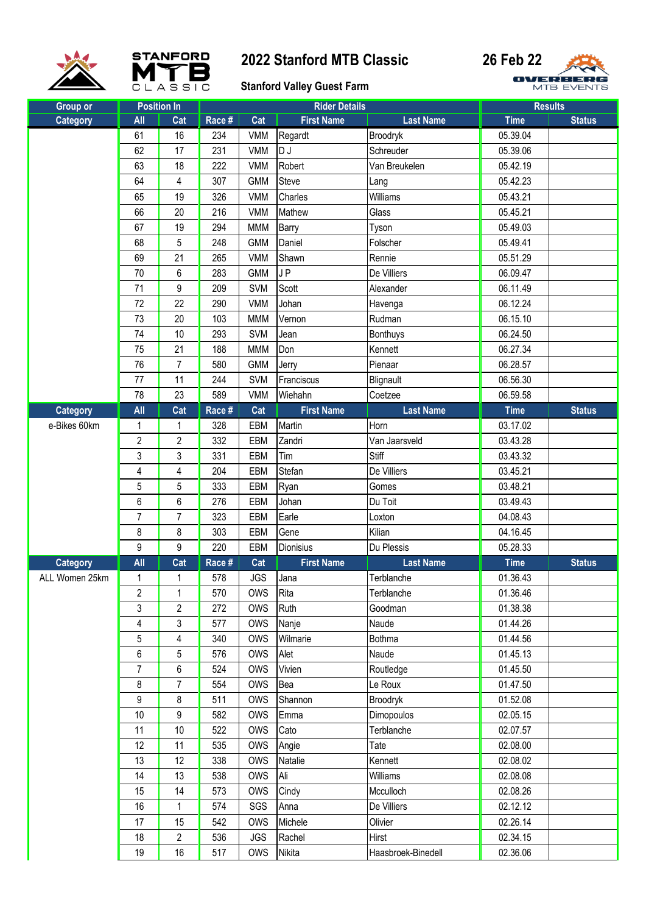# 2022 Stanford MTB Classic

**26 Feb 22**

**Stanford Valley Guest Farm**

| Group or | Position In | | Rider Details | | | | Results | |
|---|---|---|---|---|---|---|---|---|
| Category | All | Cat | Race # | Cat | First Name | Last Name | Time | Status |
| | 61 | 16 | 234 | VMM | Regardt | Broodryk | 05.39.04 | |
| | 62 | 17 | 231 | VMM | D J | Schreuder | 05.39.06 | |
| | 63 | 18 | 222 | VMM | Robert | Van Breukelen | 05.42.19 | |
| | 64 | 4 | 307 | GMM | Steve | Lang | 05.42.23 | |
| | 65 | 19 | 326 | VMM | Charles | Williams | 05.43.21 | |
| | 66 | 20 | 216 | VMM | Mathew | Glass | 05.45.21 | |
| | 67 | 19 | 294 | MMM | Barry | Tyson | 05.49.03 | |
| | 68 | 5 | 248 | GMM | Daniel | Folscher | 05.49.41 | |
| | 69 | 21 | 265 | VMM | Shawn | Rennie | 05.51.29 | |
| | 70 | 6 | 283 | GMM | J P | De Villiers | 06.09.47 | |
| | 71 | 9 | 209 | SVM | Scott | Alexander | 06.11.49 | |
| | 72 | 22 | 290 | VMM | Johan | Havenga | 06.12.24 | |
| | 73 | 20 | 103 | MMM | Vernon | Rudman | 06.15.10 | |
| | 74 | 10 | 293 | SVM | Jean | Bonthuys | 06.24.50 | |
| | 75 | 21 | 188 | MMM | Don | Kennett | 06.27.34 | |
| | 76 | 7 | 580 | GMM | Jerry | Pienaar | 06.28.57 | |
| | 77 | 11 | 244 | SVM | Franciscus | Blignault | 06.56.30 | |
| | 78 | 23 | 589 | VMM | Wiehahn | Coetzee | 06.59.58 | |
| **Category** | **All** | **Cat** | **Race #** | **Cat** | **First Name** | **Last Name** | **Time** | **Status** |
| e-Bikes 60km | 1 | 1 | 328 | EBM | Martin | Horn | 03.17.02 | |
| | 2 | 2 | 332 | EBM | Zandri | Van Jaarsveld | 03.43.28 | |
| | 3 | 3 | 331 | EBM | Tim | Stiff | 03.43.32 | |
| | 4 | 4 | 204 | EBM | Stefan | De Villiers | 03.45.21 | |
| | 5 | 5 | 333 | EBM | Ryan | Gomes | 03.48.21 | |
| | 6 | 6 | 276 | EBM | Johan | Du Toit | 03.49.43 | |
| | 7 | 7 | 323 | EBM | Earle | Loxton | 04.08.43 | |
| | 8 | 8 | 303 | EBM | Gene | Kilian | 04.16.45 | |
| | 9 | 9 | 220 | EBM | Dionisius | Du Plessis | 05.28.33 | |
| **Category** | **All** | **Cat** | **Race #** | **Cat** | **First Name** | **Last Name** | **Time** | **Status** |
| ALL Women 25km | 1 | 1 | 578 | JGS | Jana | Terblanche | 01.36.43 | |
| | 2 | 1 | 570 | OWS | Rita | Terblanche | 01.36.46 | |
| | 3 | 2 | 272 | OWS | Ruth | Goodman | 01.38.38 | |
| | 4 | 3 | 577 | OWS | Nanje | Naude | 01.44.26 | |
| | 5 | 4 | 340 | OWS | Wilmarie | Bothma | 01.44.56 | |
| | 6 | 5 | 576 | OWS | Alet | Naude | 01.45.13 | |
| | 7 | 6 | 524 | OWS | Vivien | Routledge | 01.45.50 | |
| | 8 | 7 | 554 | OWS | Bea | Le Roux | 01.47.50 | |
| | 9 | 8 | 511 | OWS | Shannon | Broodryk | 01.52.08 | |
| | 10 | 9 | 582 | OWS | Emma | Dimopoulos | 02.05.15 | |
| | 11 | 10 | 522 | OWS | Cato | Terblanche | 02.07.57 | |
| | 12 | 11 | 535 | OWS | Angie | Tate | 02.08.00 | |
| | 13 | 12 | 338 | OWS | Natalie | Kennett | 02.08.02 | |
| | 14 | 13 | 538 | OWS | Ali | Williams | 02.08.08 | |
| | 15 | 14 | 573 | OWS | Cindy | Mcculloch | 02.08.26 | |
| | 16 | 1 | 574 | SGS | Anna | De Villiers | 02.12.12 | |
| | 17 | 15 | 542 | OWS | Michele | Olivier | 02.26.14 | |
| | 18 | 2 | 536 | JGS | Rachel | Hirst | 02.34.15 | |
| | 19 | 16 | 517 | OWS | Nikita | Haasbroek-Binedell | 02.36.06 | |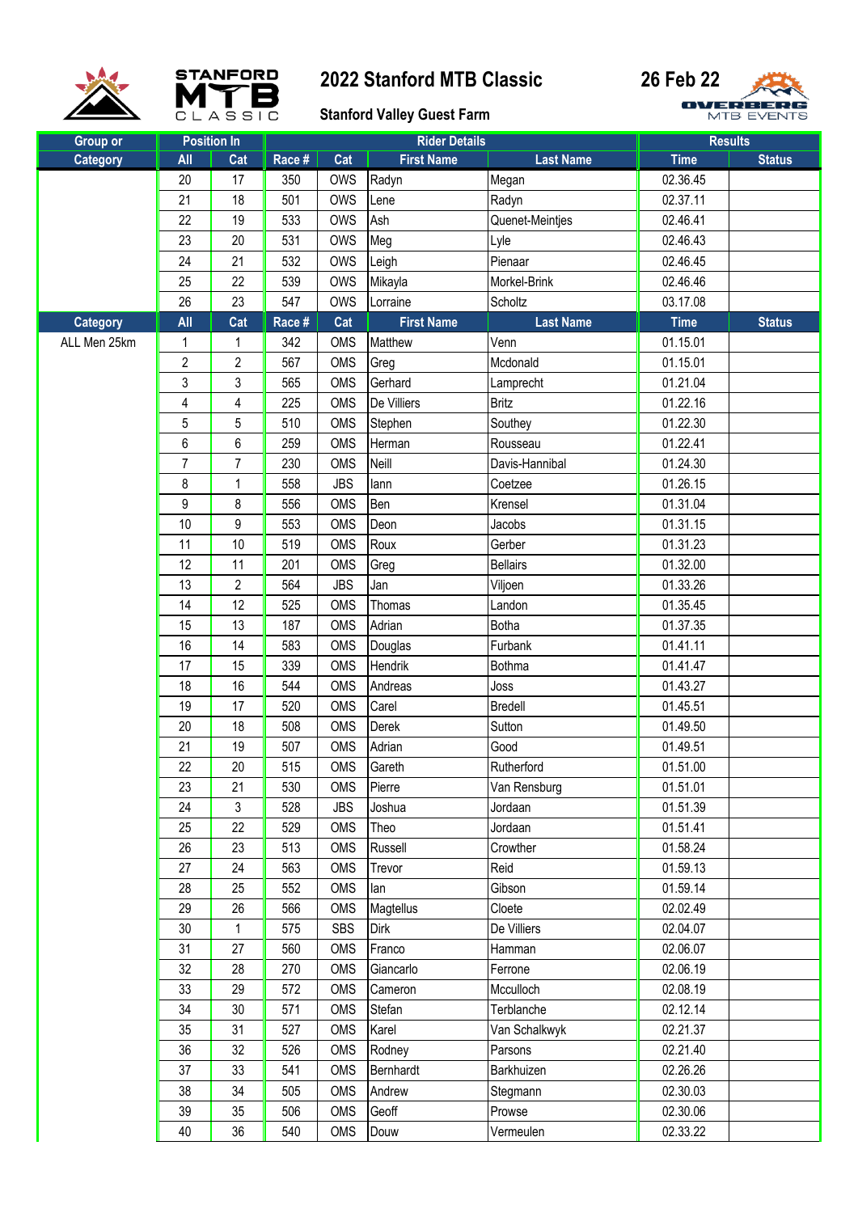# 2022 Stanford MTB Classic

**26 Feb 22**

**Stanford Valley Guest Farm**

| Group or | Position In | | Rider Details | | | | Results | |
|---|---|---|---|---|---|---|---|---|
| Category | All | Cat | Race # | Cat | First Name | Last Name | Time | Status |
| | 20 | 17 | 350 | OWS | Radyn | Megan | 02.36.45 | |
| | 21 | 18 | 501 | OWS | Lene | Radyn | 02.37.11 | |
| | 22 | 19 | 533 | OWS | Ash | Quenet-Meintjes | 02.46.41 | |
| | 23 | 20 | 531 | OWS | Meg | Lyle | 02.46.43 | |
| | 24 | 21 | 532 | OWS | Leigh | Pienaar | 02.46.45 | |
| | 25 | 22 | 539 | OWS | Mikayla | Morkel-Brink | 02.46.46 | |
| | 26 | 23 | 547 | OWS | Lorraine | Scholtz | 03.17.08 | |
| **Category** | **All** | **Cat** | **Race #** | **Cat** | **First Name** | **Last Name** | **Time** | **Status** |
| ALL Men 25km | 1 | 1 | 342 | OMS | Matthew | Venn | 01.15.01 | |
| | 2 | 2 | 567 | OMS | Greg | Mcdonald | 01.15.01 | |
| | 3 | 3 | 565 | OMS | Gerhard | Lamprecht | 01.21.04 | |
| | 4 | 4 | 225 | OMS | De Villiers | Britz | 01.22.16 | |
| | 5 | 5 | 510 | OMS | Stephen | Southey | 01.22.30 | |
| | 6 | 6 | 259 | OMS | Herman | Rousseau | 01.22.41 | |
| | 7 | 7 | 230 | OMS | Neill | Davis-Hannibal | 01.24.30 | |
| | 8 | 1 | 558 | JBS | Iann | Coetzee | 01.26.15 | |
| | 9 | 8 | 556 | OMS | Ben | Krensel | 01.31.04 | |
| | 10 | 9 | 553 | OMS | Deon | Jacobs | 01.31.15 | |
| | 11 | 10 | 519 | OMS | Roux | Gerber | 01.31.23 | |
| | 12 | 11 | 201 | OMS | Greg | Bellairs | 01.32.00 | |
| | 13 | 2 | 564 | JBS | Jan | Viljoen | 01.33.26 | |
| | 14 | 12 | 525 | OMS | Thomas | Landon | 01.35.45 | |
| | 15 | 13 | 187 | OMS | Adrian | Botha | 01.37.35 | |
| | 16 | 14 | 583 | OMS | Douglas | Furbank | 01.41.11 | |
| | 17 | 15 | 339 | OMS | Hendrik | Bothma | 01.41.47 | |
| | 18 | 16 | 544 | OMS | Andreas | Joss | 01.43.27 | |
| | 19 | 17 | 520 | OMS | Carel | Bredell | 01.45.51 | |
| | 20 | 18 | 508 | OMS | Derek | Sutton | 01.49.50 | |
| | 21 | 19 | 507 | OMS | Adrian | Good | 01.49.51 | |
| | 22 | 20 | 515 | OMS | Gareth | Rutherford | 01.51.00 | |
| | 23 | 21 | 530 | OMS | Pierre | Van Rensburg | 01.51.01 | |
| | 24 | 3 | 528 | JBS | Joshua | Jordaan | 01.51.39 | |
| | 25 | 22 | 529 | OMS | Theo | Jordaan | 01.51.41 | |
| | 26 | 23 | 513 | OMS | Russell | Crowther | 01.58.24 | |
| | 27 | 24 | 563 | OMS | Trevor | Reid | 01.59.13 | |
| | 28 | 25 | 552 | OMS | Ian | Gibson | 01.59.14 | |
| | 29 | 26 | 566 | OMS | Magtellus | Cloete | 02.02.49 | |
| | 30 | 1 | 575 | SBS | Dirk | De Villiers | 02.04.07 | |
| | 31 | 27 | 560 | OMS | Franco | Hamman | 02.06.07 | |
| | 32 | 28 | 270 | OMS | Giancarlo | Ferrone | 02.06.19 | |
| | 33 | 29 | 572 | OMS | Cameron | Mcculloch | 02.08.19 | |
| | 34 | 30 | 571 | OMS | Stefan | Terblanche | 02.12.14 | |
| | 35 | 31 | 527 | OMS | Karel | Van Schalkwyk | 02.21.37 | |
| | 36 | 32 | 526 | OMS | Rodney | Parsons | 02.21.40 | |
| | 37 | 33 | 541 | OMS | Bernhardt | Barkhuizen | 02.26.26 | |
| | 38 | 34 | 505 | OMS | Andrew | Stegmann | 02.30.03 | |
| | 39 | 35 | 506 | OMS | Geoff | Prowse | 02.30.06 | |
| | 40 | 36 | 540 | OMS | Douw | Vermeulen | 02.33.22 | |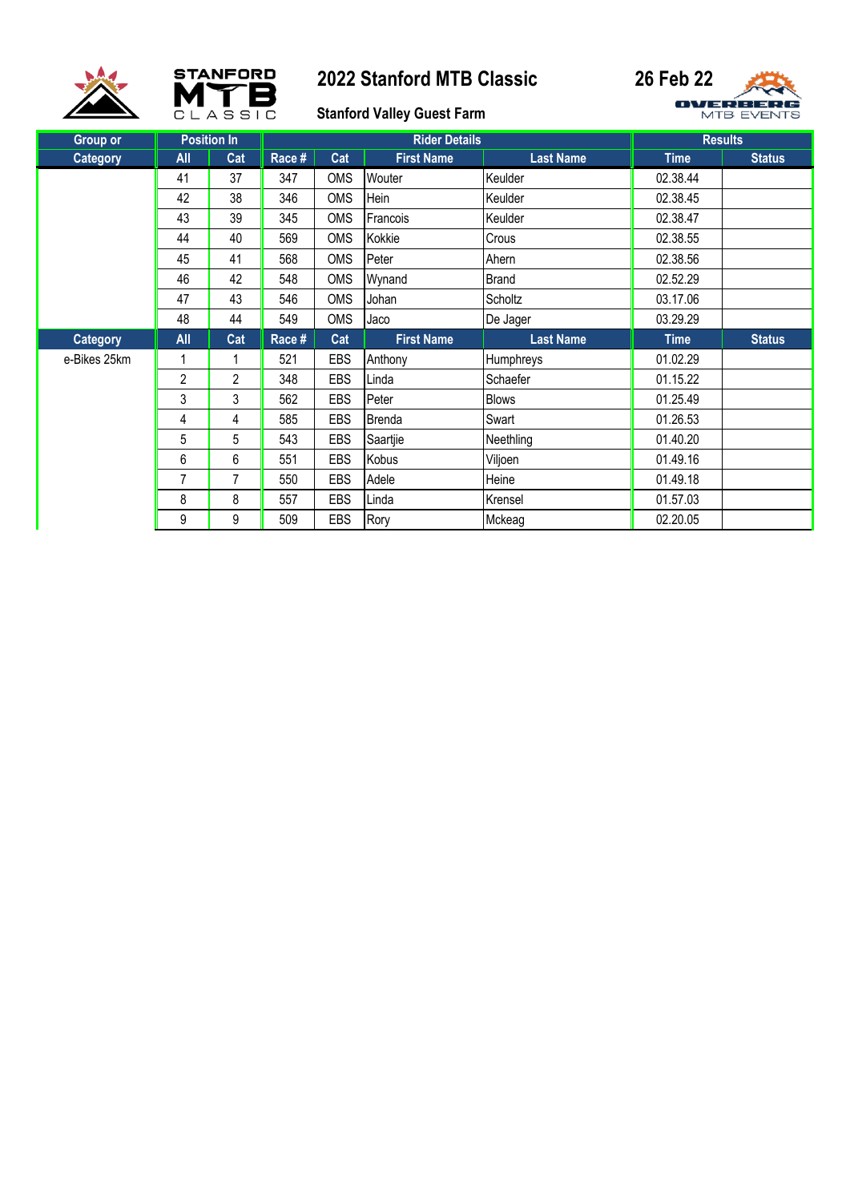# 2022 Stanford MTB Classic

**26 Feb 22**

**Stanford Valley Guest Farm**

| Group or | Position In | | Rider Details | | | | Results | |
|---|---|---|---|---|---|---|---|---|
| Category | All | Cat | Race # | Cat | First Name | Last Name | Time | Status |
| | 41 | 37 | 347 | OMS | Wouter | Keulder | 02.38.44 | |
| | 42 | 38 | 346 | OMS | Hein | Keulder | 02.38.45 | |
| | 43 | 39 | 345 | OMS | Francois | Keulder | 02.38.47 | |
| | 44 | 40 | 569 | OMS | Kokkie | Crous | 02.38.55 | |
| | 45 | 41 | 568 | OMS | Peter | Ahern | 02.38.56 | |
| | 46 | 42 | 548 | OMS | Wynand | Brand | 02.52.29 | |
| | 47 | 43 | 546 | OMS | Johan | Scholtz | 03.17.06 | |
| | 48 | 44 | 549 | OMS | Jaco | De Jager | 03.29.29 | |
| **Category** | **All** | **Cat** | **Race #** | **Cat** | **First Name** | **Last Name** | **Time** | **Status** |
| e-Bikes 25km | 1 | 1 | 521 | EBS | Anthony | Humphreys | 01.02.29 | |
| | 2 | 2 | 348 | EBS | Linda | Schaefer | 01.15.22 | |
| | 3 | 3 | 562 | EBS | Peter | Blows | 01.25.49 | |
| | 4 | 4 | 585 | EBS | Brenda | Swart | 01.26.53 | |
| | 5 | 5 | 543 | EBS | Saartjie | Neethling | 01.40.20 | |
| | 6 | 6 | 551 | EBS | Kobus | Viljoen | 01.49.16 | |
| | 7 | 7 | 550 | EBS | Adele | Heine | 01.49.18 | |
| | 8 | 8 | 557 | EBS | Linda | Krensel | 01.57.03 | |
| | 9 | 9 | 509 | EBS | Rory | Mckeag | 02.20.05 | |